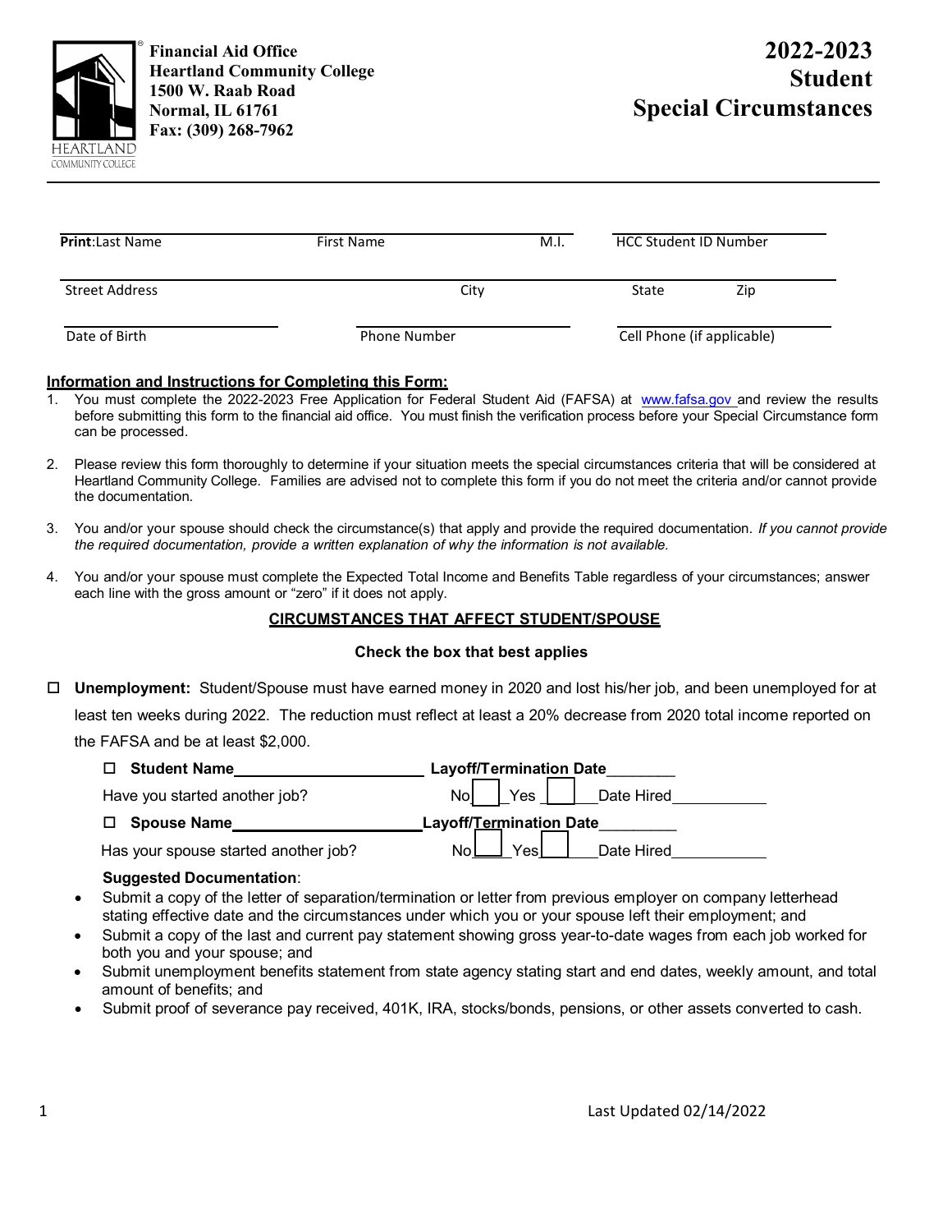**Financial Aid Office**
**Heartland Community College**
**1500 W. Raab Road**
**Normal, IL 61761**
**Fax: (309) 268-7962**

# 2022-2023 Student Special Circumstances

**Print**:Last Name _______________ First Name _______________ M.I. ____ HCC Student ID Number _______________

Street Address _______________ City _______________ State ____ Zip ____

Date of Birth _______________ Phone Number _______________ Cell Phone (if applicable) _______________

## Information and Instructions for Completing this Form:

1. You must complete the 2022-2023 Free Application for Federal Student Aid (FAFSA) at www.fafsa.gov and review the results before submitting this form to the financial aid office. You must finish the verification process before your Special Circumstance form can be processed.
2. Please review this form thoroughly to determine if your situation meets the special circumstances criteria that will be considered at Heartland Community College. Families are advised not to complete this form if you do not meet the criteria and/or cannot provide the documentation.
3. You and/or your spouse should check the circumstance(s) that apply and provide the required documentation. *If you cannot provide the required documentation, provide a written explanation of why the information is not available.*
4. You and/or your spouse must complete the Expected Total Income and Benefits Table regardless of your circumstances; answer each line with the gross amount or "zero" if it does not apply.

## CIRCUMSTANCES THAT AFFECT STUDENT/SPOUSE

**Check the box that best applies**

☐ **Unemployment:** Student/Spouse must have earned money in 2020 and lost his/her job, and been unemployed for at least ten weeks during 2022. The reduction must reflect at least a 20% decrease from 2020 total income reported on the FAFSA and be at least $2,000.

☐ **Student Name** _______________ **Layoff/Termination Date** ________

Have you started another job? No ☐ Yes ☐ Date Hired ___________

☐ **Spouse Name** _______________ **Layoff/Termination Date** ________

Has your spouse started another job? No ☐ Yes ☐ Date Hired ___________

**Suggested Documentation**:

- Submit a copy of the letter of separation/termination or letter from previous employer on company letterhead stating effective date and the circumstances under which you or your spouse left their employment; and
- Submit a copy of the last and current pay statement showing gross year-to-date wages from each job worked for both you and your spouse; and
- Submit unemployment benefits statement from state agency stating start and end dates, weekly amount, and total amount of benefits; and
- Submit proof of severance pay received, 401K, IRA, stocks/bonds, pensions, or other assets converted to cash.

Last Updated 02/14/2022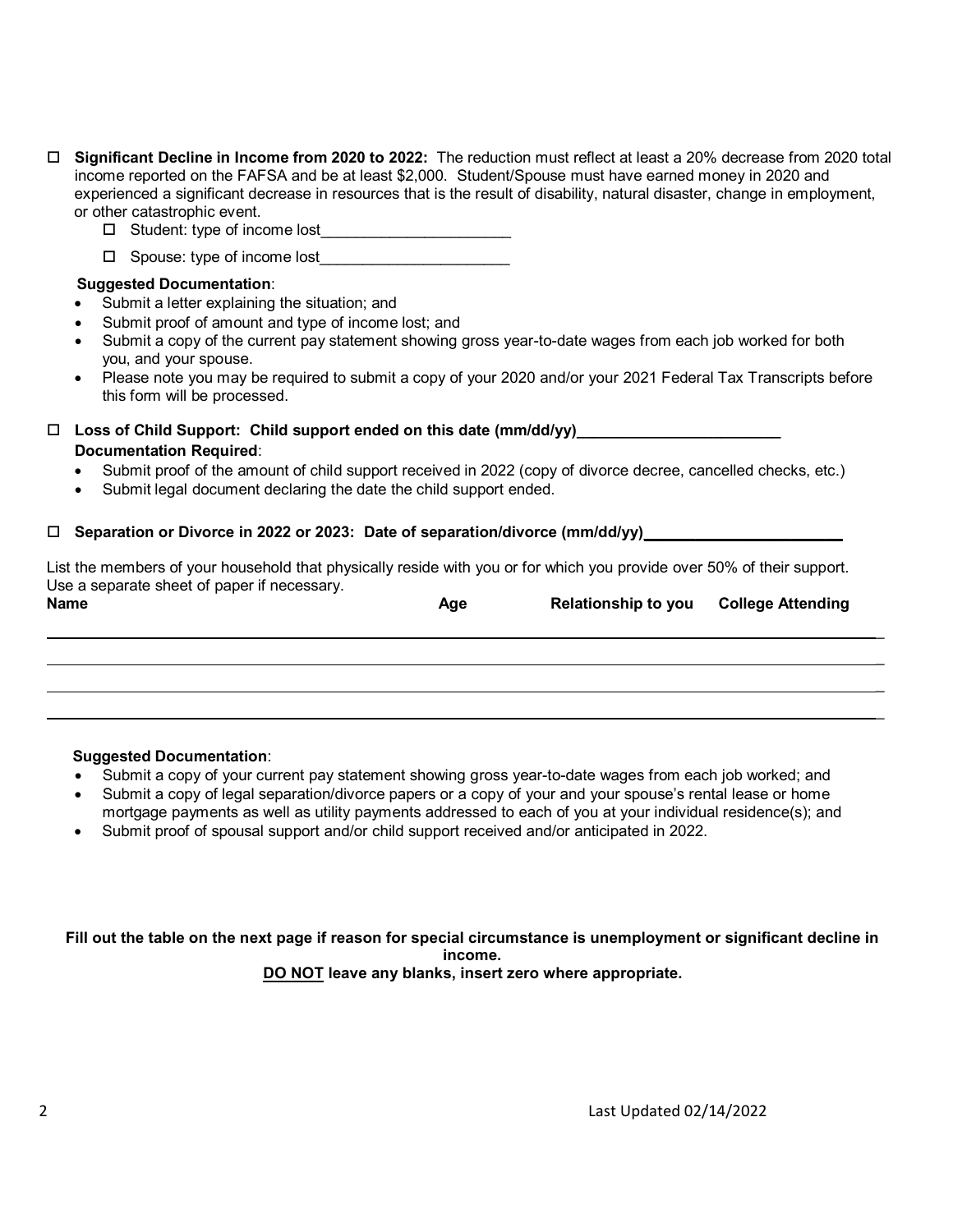☐ **Significant Decline in Income from 2020 to 2022:** The reduction must reflect at least a 20% decrease from 2020 total income reported on the FAFSA and be at least $2,000. Student/Spouse must have earned money in 2020 and experienced a significant decrease in resources that is the result of disability, natural disaster, change in employment, or other catastrophic event.

- ☐ Student: type of income lost______________________
- ☐ Spouse: type of income lost______________________

**Suggested Documentation**:

- Submit a letter explaining the situation; and
- Submit proof of amount and type of income lost; and
- Submit a copy of the current pay statement showing gross year-to-date wages from each job worked for both you, and your spouse.
- Please note you may be required to submit a copy of your 2020 and/or your 2021 Federal Tax Transcripts before this form will be processed.

☐ **Loss of Child Support: Child support ended on this date (mm/dd/yy)________________________**

**Documentation Required**:

- Submit proof of the amount of child support received in 2022 (copy of divorce decree, cancelled checks, etc.)
- Submit legal document declaring the date the child support ended.

☐ **Separation or Divorce in 2022 or 2023: Date of separation/divorce (mm/dd/yy)______________________**

List the members of your household that physically reside with you or for which you provide over 50% of their support. Use a separate sheet of paper if necessary.

| Name | Age | Relationship to you | College Attending |
|---|---|---|---|
| | | | |
| | | | |
| | | | |
| | | | |

**Suggested Documentation**:

- Submit a copy of your current pay statement showing gross year-to-date wages from each job worked; and
- Submit a copy of legal separation/divorce papers or a copy of your and your spouse's rental lease or home mortgage payments as well as utility payments addressed to each of you at your individual residence(s); and
- Submit proof of spousal support and/or child support received and/or anticipated in 2022.

**Fill out the table on the next page if reason for special circumstance is unemployment or significant decline in income.**

**<u>DO NOT</u> leave any blanks, insert zero where appropriate.**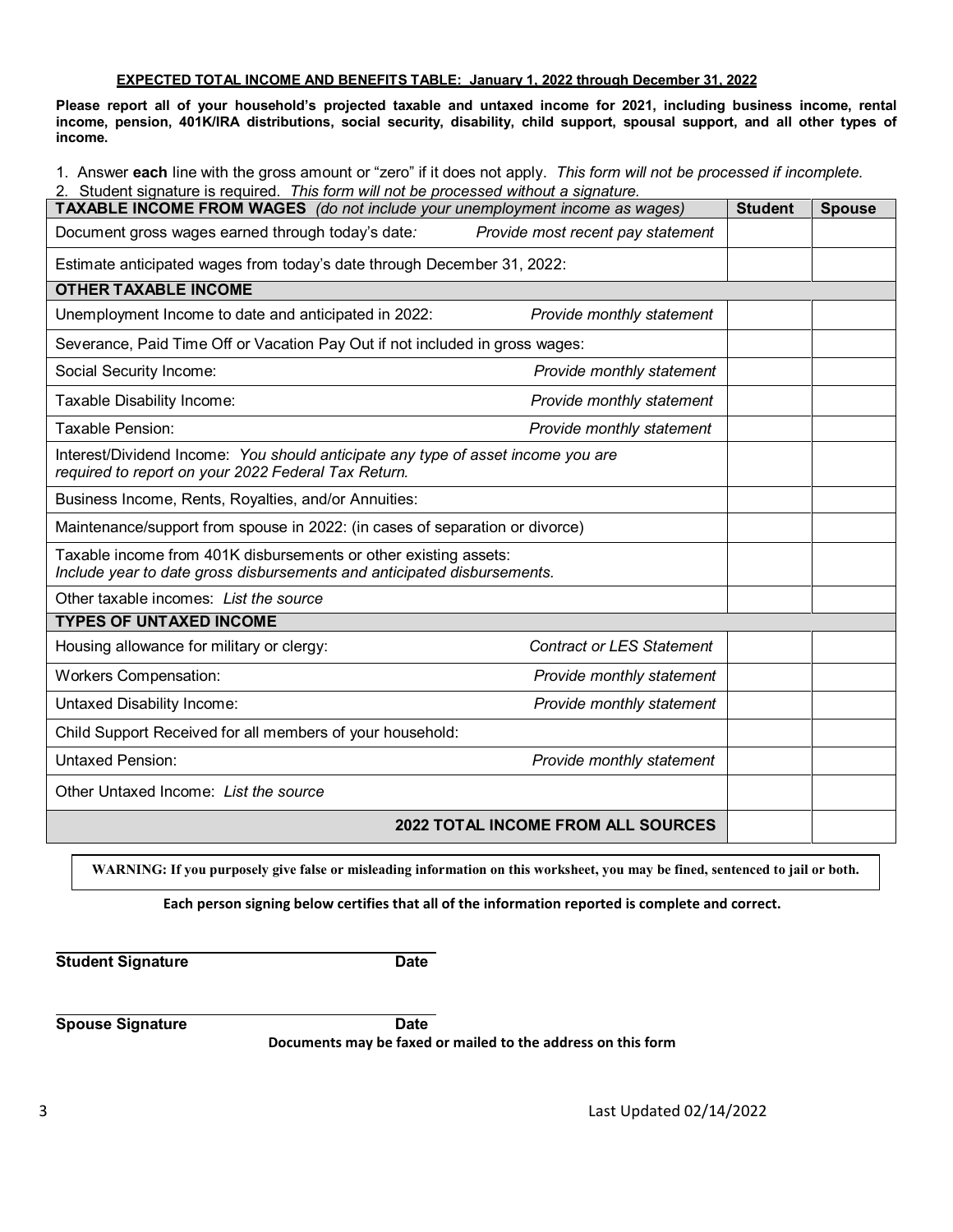**EXPECTED TOTAL INCOME AND BENEFITS TABLE: January 1, 2022 through December 31, 2022**

**Please report all of your household's projected taxable and untaxed income for 2021, including business income, rental income, pension, 401K/IRA distributions, social security, disability, child support, spousal support, and all other types of income.**

1. Answer **each** line with the gross amount or "zero" if it does not apply. *This form will not be processed if incomplete.*
2. Student signature is required. *This form will not be processed without a signature.*

| **TAXABLE INCOME FROM WAGES** *(do not include your unemployment income as wages)* | | **Student** | **Spouse** |
|---|---|---|---|
| Document gross wages earned through today's date*:* | *Provide most recent pay statement* | | |
| Estimate anticipated wages from today's date through December 31, 2022: | | | |
| **OTHER TAXABLE INCOME** | | | |
| Unemployment Income to date and anticipated in 2022: | *Provide monthly statement* | | |
| Severance, Paid Time Off or Vacation Pay Out if not included in gross wages: | | | |
| Social Security Income: | *Provide monthly statement* | | |
| Taxable Disability Income: | *Provide monthly statement* | | |
| Taxable Pension: | *Provide monthly statement* | | |
| Interest/Dividend Income: *You should anticipate any type of asset income you are required to report on your 2022 Federal Tax Return.* | | | |
| Business Income, Rents, Royalties, and/or Annuities: | | | |
| Maintenance/support from spouse in 2022: (in cases of separation or divorce) | | | |
| Taxable income from 401K disbursements or other existing assets: *Include year to date gross disbursements and anticipated disbursements.* | | | |
| Other taxable incomes: *List the source* | | | |
| **TYPES OF UNTAXED INCOME** | | | |
| Housing allowance for military or clergy: | *Contract or LES Statement* | | |
| Workers Compensation: | *Provide monthly statement* | | |
| Untaxed Disability Income: | *Provide monthly statement* | | |
| Child Support Received for all members of your household: | | | |
| Untaxed Pension: | *Provide monthly statement* | | |
| Other Untaxed Income: *List the source* | | | |
| | **2022 TOTAL INCOME FROM ALL SOURCES** | | |

**WARNING: If you purposely give false or misleading information on this worksheet, you may be fined, sentenced to jail or both.**

**Each person signing below certifies that all of the information reported is complete and correct.**

**Student Signature** **Date**

**Spouse Signature** **Date**

**Documents may be faxed or mailed to the address on this form**

Last Updated 02/14/2022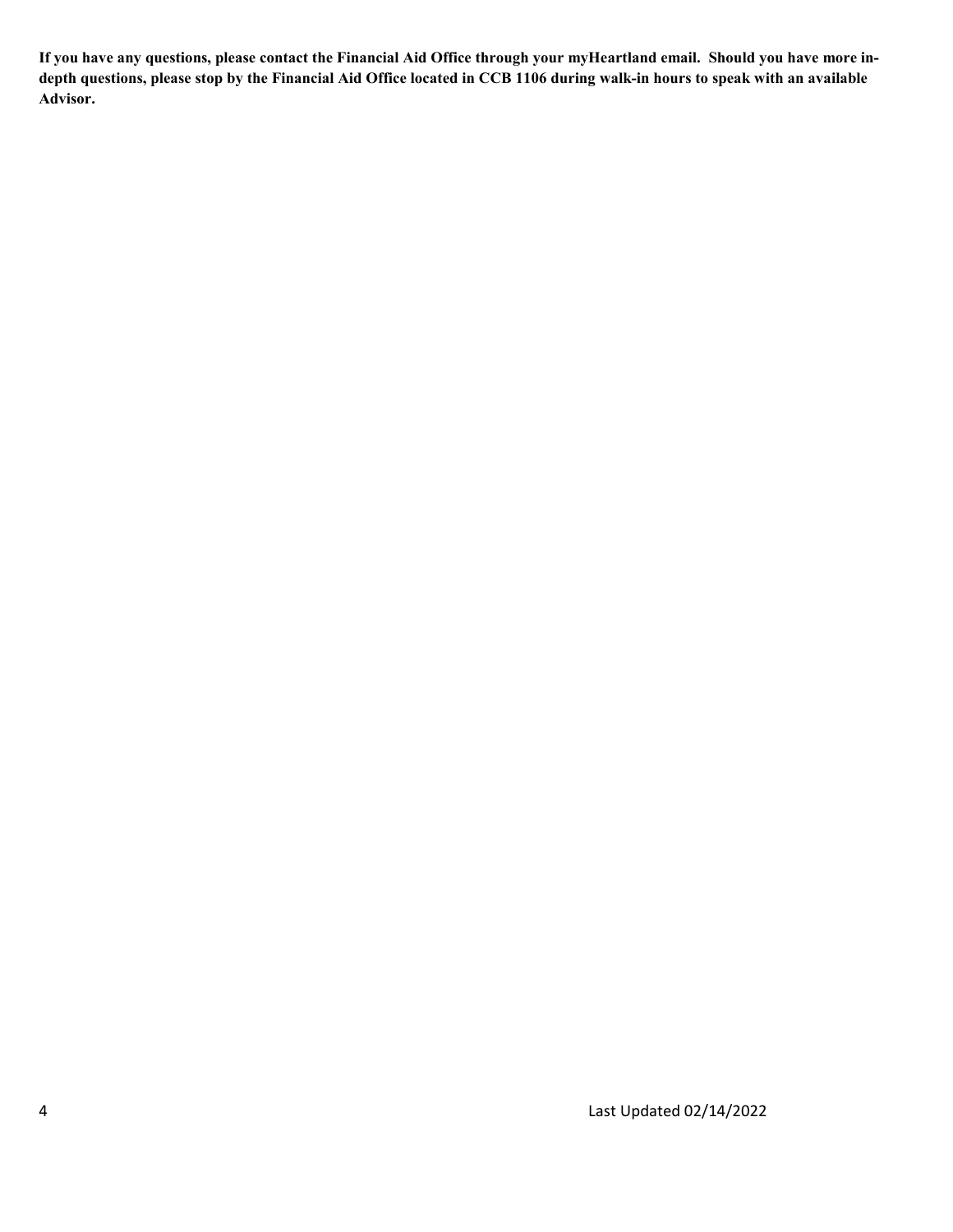**If you have any questions, please contact the Financial Aid Office through your myHeartland email. Should you have more in-depth questions, please stop by the Financial Aid Office located in CCB 1106 during walk-in hours to speak with an available Advisor.**